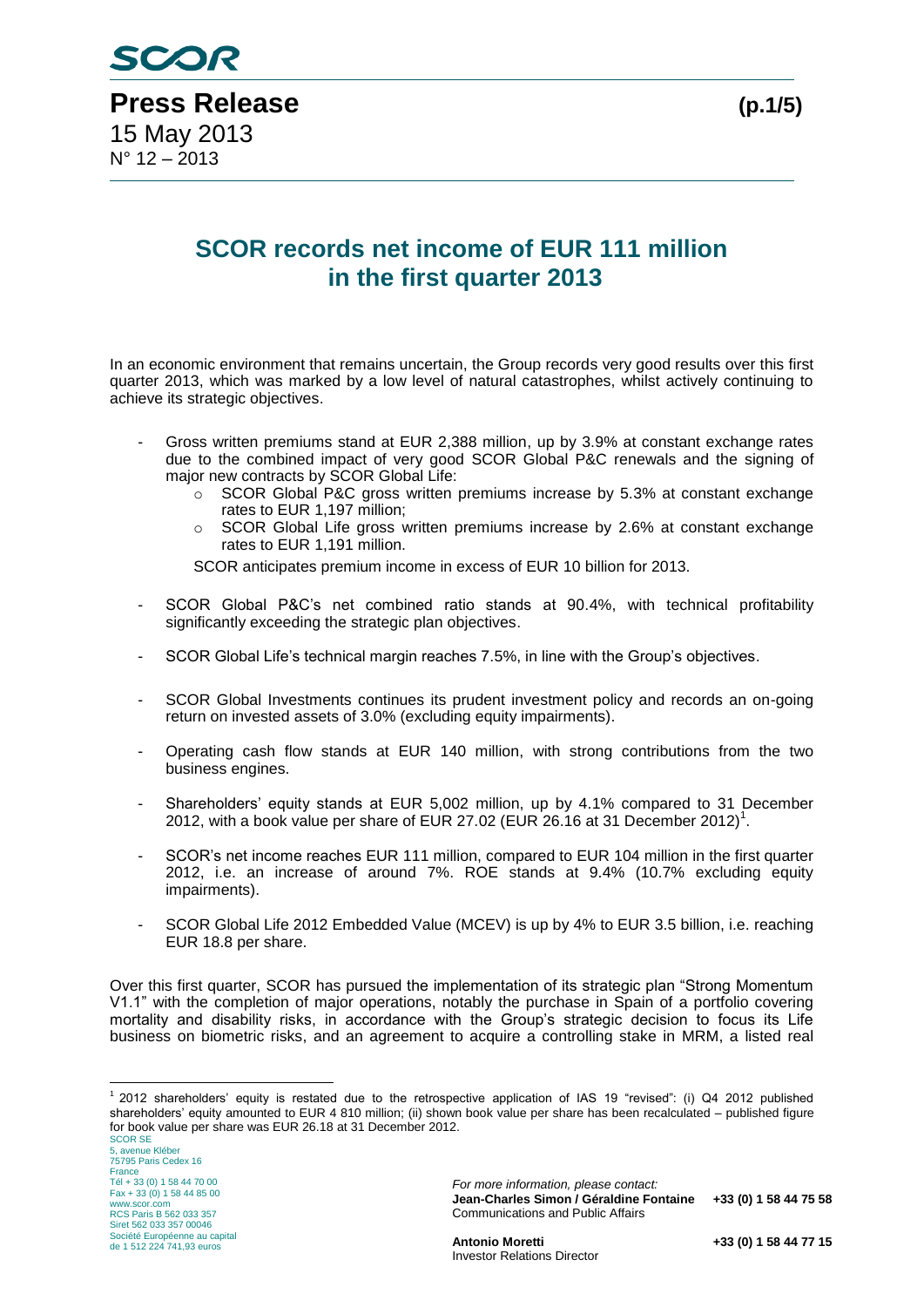SCOR

**Press Release**

15 May 2013
N° 12 – 2013

# SCOR records net income of EUR 111 million in the first quarter 2013

In an economic environment that remains uncertain, the Group records very good results over this first quarter 2013, which was marked by a low level of natural catastrophes, whilst actively continuing to achieve its strategic objectives.

- Gross written premiums stand at EUR 2,388 million, up by 3.9% at constant exchange rates due to the combined impact of very good SCOR Global P&C renewals and the signing of major new contracts by SCOR Global Life:
  - SCOR Global P&C gross written premiums increase by 5.3% at constant exchange rates to EUR 1,197 million;
  - SCOR Global Life gross written premiums increase by 2.6% at constant exchange rates to EUR 1,191 million.

  SCOR anticipates premium income in excess of EUR 10 billion for 2013.

- SCOR Global P&C's net combined ratio stands at 90.4%, with technical profitability significantly exceeding the strategic plan objectives.

- SCOR Global Life's technical margin reaches 7.5%, in line with the Group's objectives.

- SCOR Global Investments continues its prudent investment policy and records an on-going return on invested assets of 3.0% (excluding equity impairments).

- Operating cash flow stands at EUR 140 million, with strong contributions from the two business engines.

- Shareholders' equity stands at EUR 5,002 million, up by 4.1% compared to 31 December 2012, with a book value per share of EUR 27.02 (EUR 26.16 at 31 December 2012)[1].

- SCOR's net income reaches EUR 111 million, compared to EUR 104 million in the first quarter 2012, i.e. an increase of around 7%. ROE stands at 9.4% (10.7% excluding equity impairments).

- SCOR Global Life 2012 Embedded Value (MCEV) is up by 4% to EUR 3.5 billion, i.e. reaching EUR 18.8 per share.

Over this first quarter, SCOR has pursued the implementation of its strategic plan "Strong Momentum V1.1" with the completion of major operations, notably the purchase in Spain of a portfolio covering mortality and disability risks, in accordance with the Group's strategic decision to focus its Life business on biometric risks, and an agreement to acquire a controlling stake in MRM, a listed real

[1] 2012 shareholders' equity is restated due to the retrospective application of IAS 19 "revised": (i) Q4 2012 published shareholders' equity amounted to EUR 4 810 million; (ii) shown book value per share has been recalculated – published figure for book value per share was EUR 26.18 at 31 December 2012.

SCOR SE
5, avenue Kléber
75795 Paris Cedex 16
France
Tél + 33 (0) 1 58 44 70 00
Fax + 33 (0) 1 58 44 85 00
www.scor.com
RCS Paris B 562 033 357
Siret 562 033 357 00046
Société Européenne au capital de 1 512 224 741,93 euros

*For more information, please contact:*

**Jean-Charles Simon / Géraldine Fontaine** **+33 (0) 1 58 44 75 58**
Communications and Public Affairs

**Antonio Moretti** **+33 (0) 1 58 44 77 15**
Investor Relations Director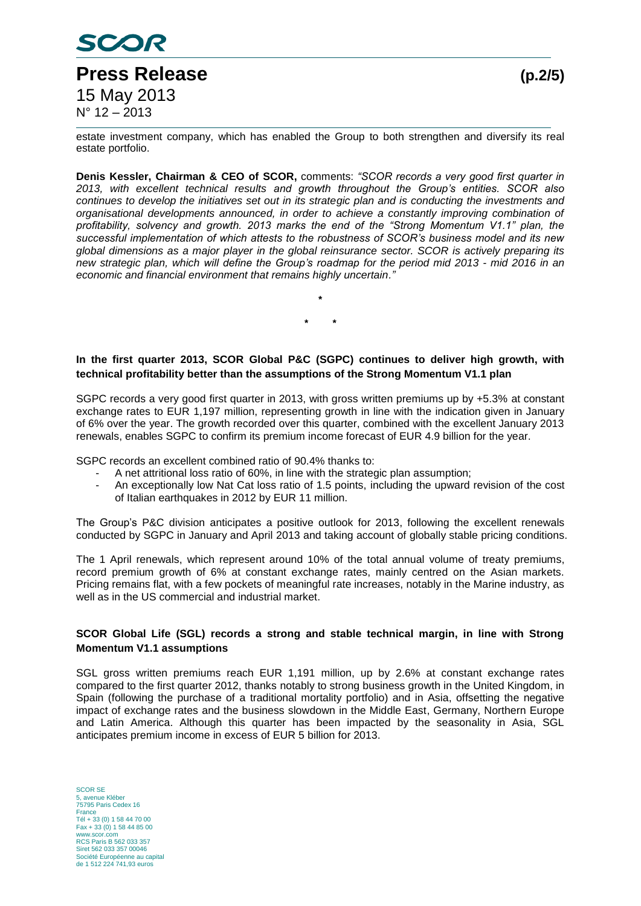estate investment company, which has enabled the Group to both strengthen and diversify its real estate portfolio.

**Denis Kessler, Chairman & CEO of SCOR,** comments: *"SCOR records a very good first quarter in 2013, with excellent technical results and growth throughout the Group's entities. SCOR also continues to develop the initiatives set out in its strategic plan and is conducting the investments and organisational developments announced, in order to achieve a constantly improving combination of profitability, solvency and growth. 2013 marks the end of the "Strong Momentum V1.1" plan, the successful implementation of which attests to the robustness of SCOR's business model and its new global dimensions as a major player in the global reinsurance sector. SCOR is actively preparing its new strategic plan, which will define the Group's roadmap for the period mid 2013 - mid 2016 in an economic and financial environment that remains highly uncertain."*

\*

\* \*

**In the first quarter 2013, SCOR Global P&C (SGPC) continues to deliver high growth, with technical profitability better than the assumptions of the Strong Momentum V1.1 plan**

SGPC records a very good first quarter in 2013, with gross written premiums up by +5.3% at constant exchange rates to EUR 1,197 million, representing growth in line with the indication given in January of 6% over the year. The growth recorded over this quarter, combined with the excellent January 2013 renewals, enables SGPC to confirm its premium income forecast of EUR 4.9 billion for the year.

SGPC records an excellent combined ratio of 90.4% thanks to:

- A net attritional loss ratio of 60%, in line with the strategic plan assumption;
- An exceptionally low Nat Cat loss ratio of 1.5 points, including the upward revision of the cost of Italian earthquakes in 2012 by EUR 11 million.

The Group's P&C division anticipates a positive outlook for 2013, following the excellent renewals conducted by SGPC in January and April 2013 and taking account of globally stable pricing conditions.

The 1 April renewals, which represent around 10% of the total annual volume of treaty premiums, record premium growth of 6% at constant exchange rates, mainly centred on the Asian markets. Pricing remains flat, with a few pockets of meaningful rate increases, notably in the Marine industry, as well as in the US commercial and industrial market.

**SCOR Global Life (SGL) records a strong and stable technical margin, in line with Strong Momentum V1.1 assumptions**

SGL gross written premiums reach EUR 1,191 million, up by 2.6% at constant exchange rates compared to the first quarter 2012, thanks notably to strong business growth in the United Kingdom, in Spain (following the purchase of a traditional mortality portfolio) and in Asia, offsetting the negative impact of exchange rates and the business slowdown in the Middle East, Germany, Northern Europe and Latin America. Although this quarter has been impacted by the seasonality in Asia, SGL anticipates premium income in excess of EUR 5 billion for 2013.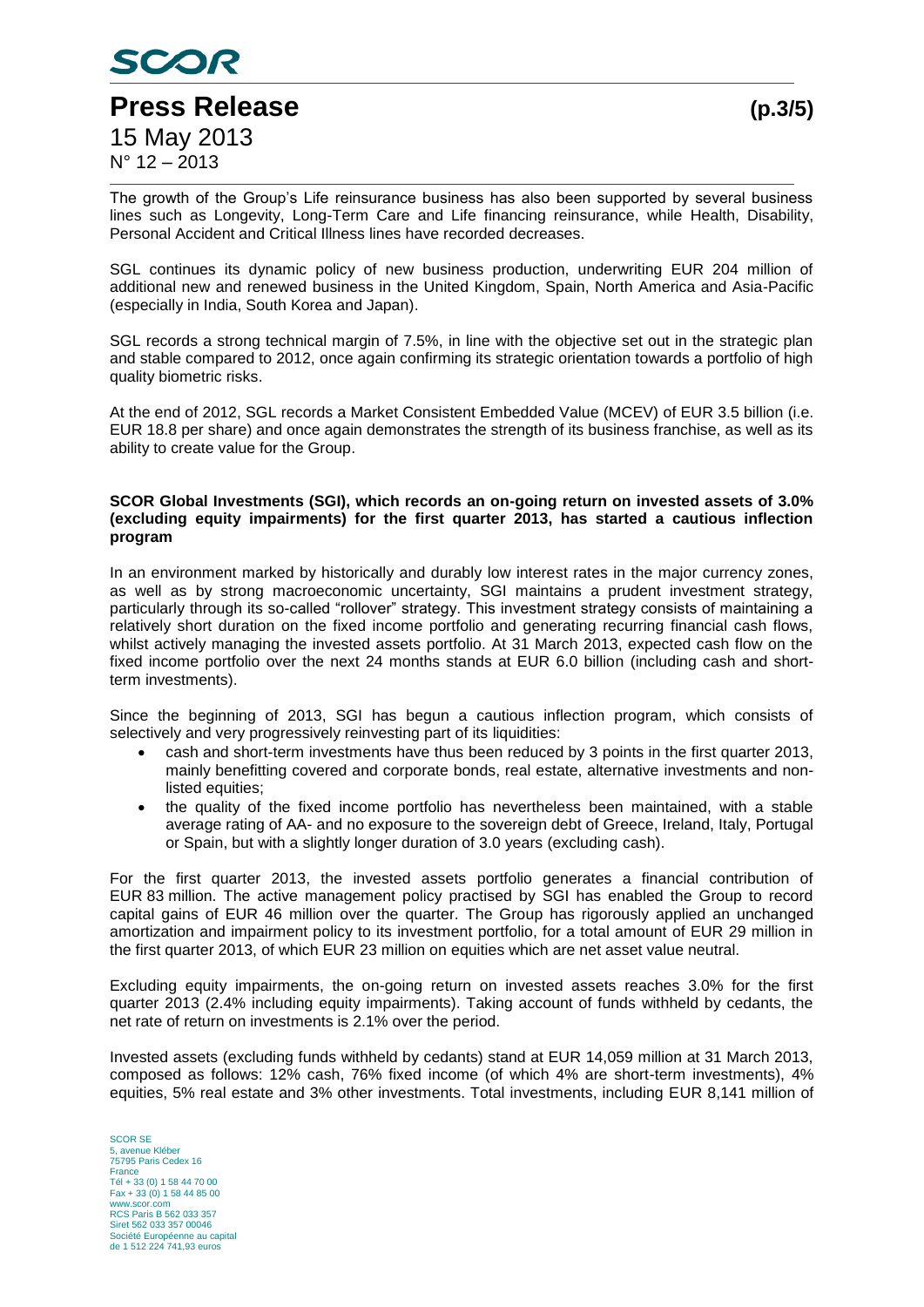The growth of the Group's Life reinsurance business has also been supported by several business lines such as Longevity, Long-Term Care and Life financing reinsurance, while Health, Disability, Personal Accident and Critical Illness lines have recorded decreases.

SGL continues its dynamic policy of new business production, underwriting EUR 204 million of additional new and renewed business in the United Kingdom, Spain, North America and Asia-Pacific (especially in India, South Korea and Japan).

SGL records a strong technical margin of 7.5%, in line with the objective set out in the strategic plan and stable compared to 2012, once again confirming its strategic orientation towards a portfolio of high quality biometric risks.

At the end of 2012, SGL records a Market Consistent Embedded Value (MCEV) of EUR 3.5 billion (i.e. EUR 18.8 per share) and once again demonstrates the strength of its business franchise, as well as its ability to create value for the Group.

**SCOR Global Investments (SGI), which records an on-going return on invested assets of 3.0% (excluding equity impairments) for the first quarter 2013, has started a cautious inflection program**

In an environment marked by historically and durably low interest rates in the major currency zones, as well as by strong macroeconomic uncertainty, SGI maintains a prudent investment strategy, particularly through its so-called "rollover" strategy. This investment strategy consists of maintaining a relatively short duration on the fixed income portfolio and generating recurring financial cash flows, whilst actively managing the invested assets portfolio. At 31 March 2013, expected cash flow on the fixed income portfolio over the next 24 months stands at EUR 6.0 billion (including cash and short-term investments).

Since the beginning of 2013, SGI has begun a cautious inflection program, which consists of selectively and very progressively reinvesting part of its liquidities:

- cash and short-term investments have thus been reduced by 3 points in the first quarter 2013, mainly benefitting covered and corporate bonds, real estate, alternative investments and non-listed equities;
- the quality of the fixed income portfolio has nevertheless been maintained, with a stable average rating of AA- and no exposure to the sovereign debt of Greece, Ireland, Italy, Portugal or Spain, but with a slightly longer duration of 3.0 years (excluding cash).

For the first quarter 2013, the invested assets portfolio generates a financial contribution of EUR 83 million. The active management policy practised by SGI has enabled the Group to record capital gains of EUR 46 million over the quarter. The Group has rigorously applied an unchanged amortization and impairment policy to its investment portfolio, for a total amount of EUR 29 million in the first quarter 2013, of which EUR 23 million on equities which are net asset value neutral.

Excluding equity impairments, the on-going return on invested assets reaches 3.0% for the first quarter 2013 (2.4% including equity impairments). Taking account of funds withheld by cedants, the net rate of return on investments is 2.1% over the period.

Invested assets (excluding funds withheld by cedants) stand at EUR 14,059 million at 31 March 2013, composed as follows: 12% cash, 76% fixed income (of which 4% are short-term investments), 4% equities, 5% real estate and 3% other investments. Total investments, including EUR 8,141 million of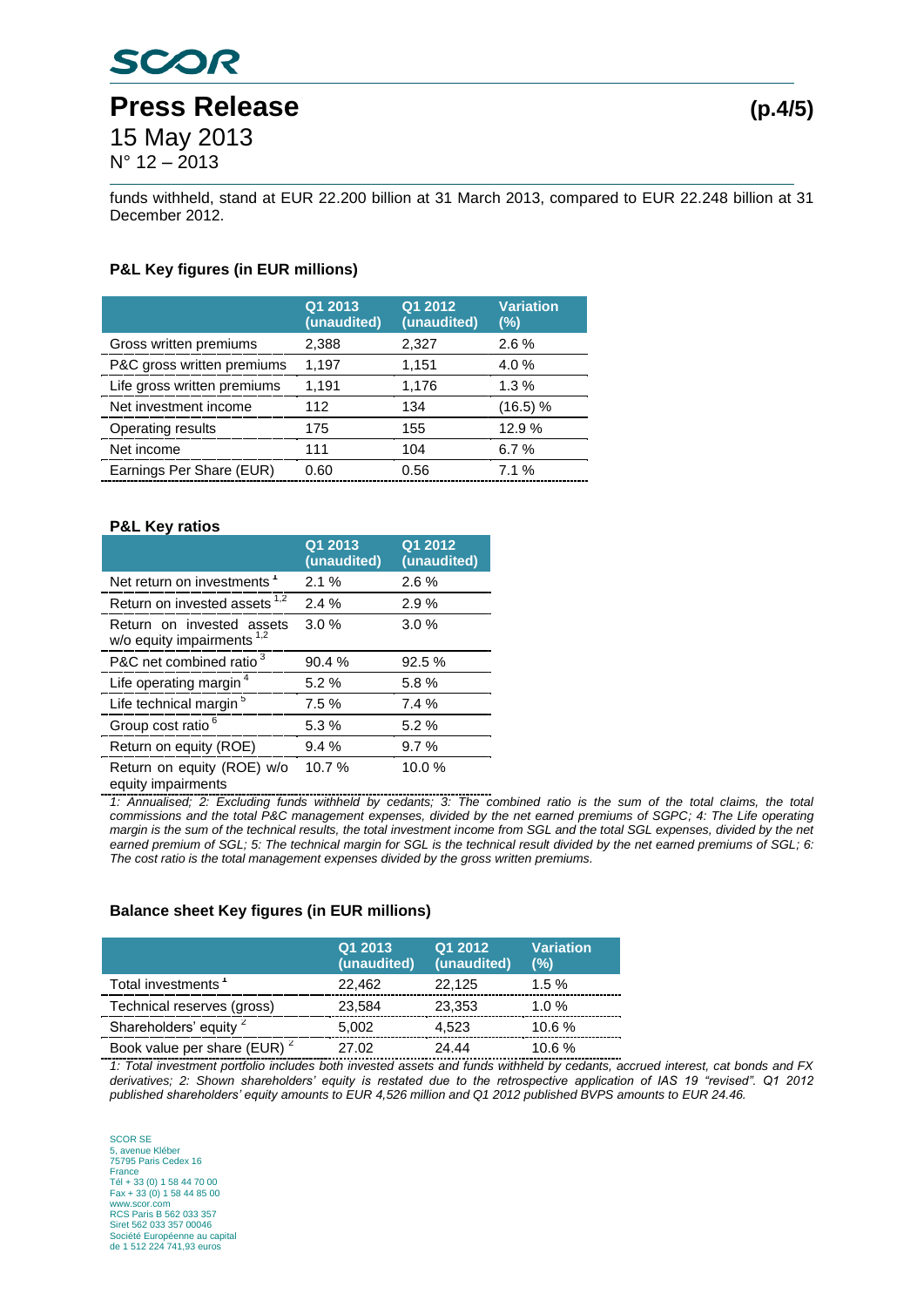funds withheld, stand at EUR 22.200 billion at 31 March 2013, compared to EUR 22.248 billion at 31 December 2012.

**P&L Key figures (in EUR millions)**

| | Q1 2013 (unaudited) | Q1 2012 (unaudited) | Variation (%) |
|---|---|---|---|
| Gross written premiums | 2,388 | 2,327 | 2.6 % |
| P&C gross written premiums | 1,197 | 1,151 | 4.0 % |
| Life gross written premiums | 1,191 | 1,176 | 1.3 % |
| Net investment income | 112 | 134 | (16.5) % |
| Operating results | 175 | 155 | 12.9 % |
| Net income | 111 | 104 | 6.7 % |
| Earnings Per Share (EUR) | 0.60 | 0.56 | 7.1 % |

**P&L Key ratios**

| | Q1 2013 (unaudited) | Q1 2012 (unaudited) |
|---|---|---|
| Net return on investments [1] | 2.1 % | 2.6 % |
| Return on invested assets [1,2] | 2.4 % | 2.9 % |
| Return on invested assets w/o equity impairments [1,2] | 3.0 % | 3.0 % |
| P&C net combined ratio [3] | 90.4 % | 92.5 % |
| Life operating margin [4] | 5.2 % | 5.8 % |
| Life technical margin [5] | 7.5 % | 7.4 % |
| Group cost ratio [6] | 5.3 % | 5.2 % |
| Return on equity (ROE) | 9.4 % | 9.7 % |
| Return on equity (ROE) w/o equity impairments | 10.7 % | 10.0 % |

*1: Annualised; 2: Excluding funds withheld by cedants; 3: The combined ratio is the sum of the total claims, the total commissions and the total P&C management expenses, divided by the net earned premiums of SGPC; 4: The Life operating margin is the sum of the technical results, the total investment income from SGL and the total SGL expenses, divided by the net earned premium of SGL; 5: The technical margin for SGL is the technical result divided by the net earned premiums of SGL; 6: The cost ratio is the total management expenses divided by the gross written premiums.*

**Balance sheet Key figures (in EUR millions)**

| | Q1 2013 (unaudited) | Q1 2012 (unaudited) | Variation (%) |
|---|---|---|---|
| Total investments [1] | 22,462 | 22,125 | 1.5 % |
| Technical reserves (gross) | 23,584 | 23,353 | 1.0 % |
| Shareholders' equity [2] | 5,002 | 4,523 | 10.6 % |
| Book value per share (EUR) [2] | 27.02 | 24.44 | 10.6 % |

*1: Total investment portfolio includes both invested assets and funds withheld by cedants, accrued interest, cat bonds and FX derivatives; 2: Shown shareholders' equity is restated due to the retrospective application of IAS 19 "revised". Q1 2012 published shareholders' equity amounts to EUR 4,526 million and Q1 2012 published BVPS amounts to EUR 24.46.*

SCOR SE
5, avenue Kléber
75795 Paris Cedex 16
France
Tél + 33 (0) 1 58 44 70 00
Fax + 33 (0) 1 58 44 85 00
www.scor.com
RCS Paris B 562 033 357
Siret 562 033 357 00046
Société Européenne au capital
de 1 512 224 741,93 euros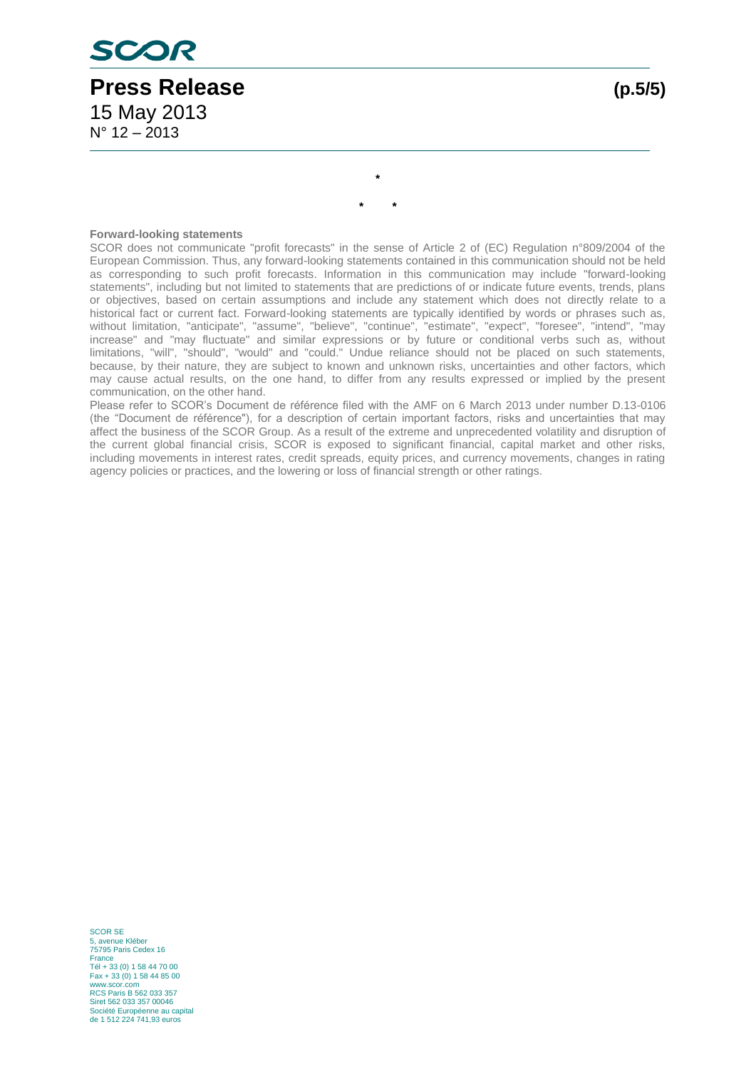\*

\* \*

**Forward-looking statements**

SCOR does not communicate "profit forecasts" in the sense of Article 2 of (EC) Regulation n°809/2004 of the European Commission. Thus, any forward-looking statements contained in this communication should not be held as corresponding to such profit forecasts. Information in this communication may include "forward-looking statements", including but not limited to statements that are predictions of or indicate future events, trends, plans or objectives, based on certain assumptions and include any statement which does not directly relate to a historical fact or current fact. Forward-looking statements are typically identified by words or phrases such as, without limitation, "anticipate", "assume", "believe", "continue", "estimate", "expect", "foresee", "intend", "may increase" and "may fluctuate" and similar expressions or by future or conditional verbs such as, without limitations, "will", "should", "would" and "could." Undue reliance should not be placed on such statements, because, by their nature, they are subject to known and unknown risks, uncertainties and other factors, which may cause actual results, on the one hand, to differ from any results expressed or implied by the present communication, on the other hand.

Please refer to SCOR's Document de référence filed with the AMF on 6 March 2013 under number D.13-0106 (the "Document de référence"), for a description of certain important factors, risks and uncertainties that may affect the business of the SCOR Group. As a result of the extreme and unprecedented volatility and disruption of the current global financial crisis, SCOR is exposed to significant financial, capital market and other risks, including movements in interest rates, credit spreads, equity prices, and currency movements, changes in rating agency policies or practices, and the lowering or loss of financial strength or other ratings.

SCOR SE
5, avenue Kléber
75795 Paris Cedex 16
France
Tél + 33 (0) 1 58 44 70 00
Fax + 33 (0) 1 58 44 85 00
www.scor.com
RCS Paris B 562 033 357
Siret 562 033 357 00046
Société Européenne au capital
de 1 512 224 741,93 euros